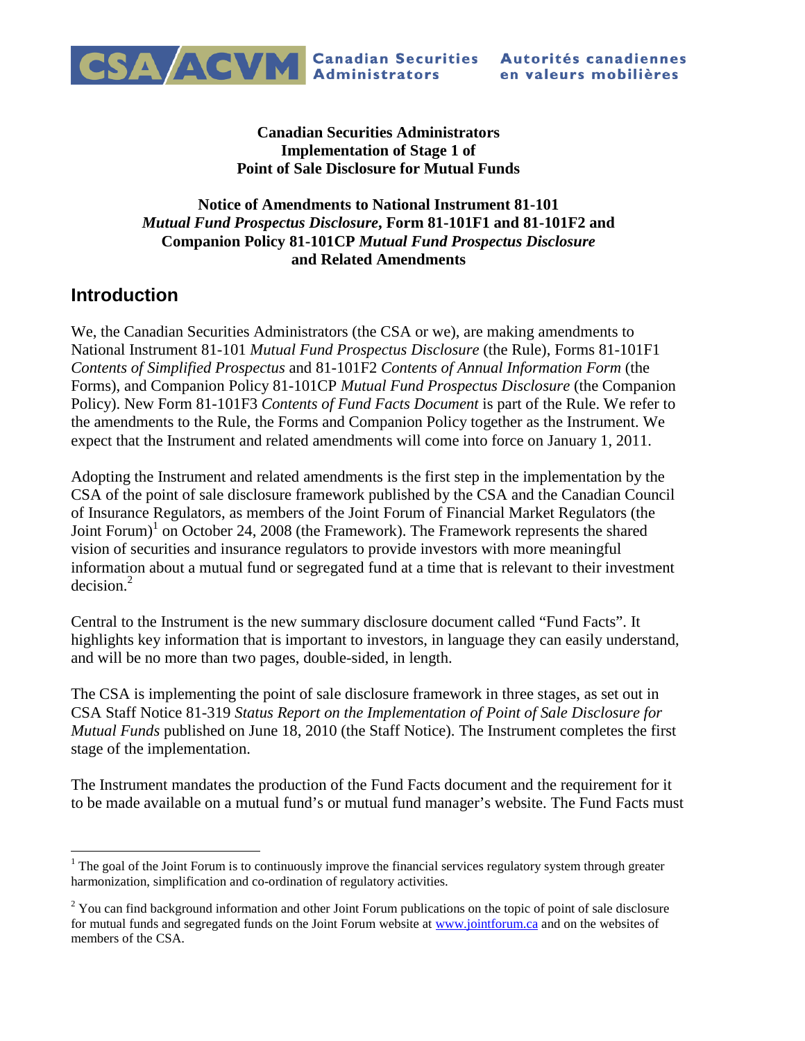# Canadian Securities Administrators Implementation of Stage 1 of Point of Sale Disclosure for Mutual Funds

**Notice of Amendments to National Instrument 81-101 *Mutual Fund Prospectus Disclosure*, Form 81-101F1 and 81-101F2 and Companion Policy 81-101CP *Mutual Fund Prospectus Disclosure* and Related Amendments**

## Introduction

We, the Canadian Securities Administrators (the CSA or we), are making amendments to National Instrument 81-101 *Mutual Fund Prospectus Disclosure* (the Rule), Forms 81-101F1 *Contents of Simplified Prospectus* and 81-101F2 *Contents of Annual Information Form* (the Forms), and Companion Policy 81-101CP *Mutual Fund Prospectus Disclosure* (the Companion Policy). New Form 81-101F3 *Contents of Fund Facts Document* is part of the Rule. We refer to the amendments to the Rule, the Forms and Companion Policy together as the Instrument. We expect that the Instrument and related amendments will come into force on January 1, 2011.

Adopting the Instrument and related amendments is the first step in the implementation by the CSA of the point of sale disclosure framework published by the CSA and the Canadian Council of Insurance Regulators, as members of the Joint Forum of Financial Market Regulators (the Joint Forum)[1] on October 24, 2008 (the Framework). The Framework represents the shared vision of securities and insurance regulators to provide investors with more meaningful information about a mutual fund or segregated fund at a time that is relevant to their investment decision.[2]

Central to the Instrument is the new summary disclosure document called "Fund Facts". It highlights key information that is important to investors, in language they can easily understand, and will be no more than two pages, double-sided, in length.

The CSA is implementing the point of sale disclosure framework in three stages, as set out in CSA Staff Notice 81-319 *Status Report on the Implementation of Point of Sale Disclosure for Mutual Funds* published on June 18, 2010 (the Staff Notice). The Instrument completes the first stage of the implementation.

The Instrument mandates the production of the Fund Facts document and the requirement for it to be made available on a mutual fund's or mutual fund manager's website. The Fund Facts must

---

[1] The goal of the Joint Forum is to continuously improve the financial services regulatory system through greater harmonization, simplification and co-ordination of regulatory activities.

[2] You can find background information and other Joint Forum publications on the topic of point of sale disclosure for mutual funds and segregated funds on the Joint Forum website at www.jointforum.ca and on the websites of members of the CSA.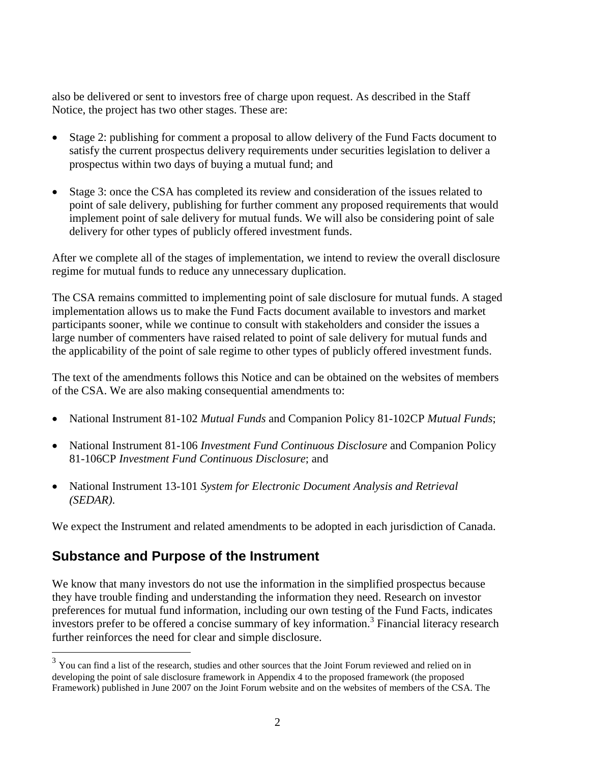also be delivered or sent to investors free of charge upon request. As described in the Staff Notice, the project has two other stages. These are:

- Stage 2: publishing for comment a proposal to allow delivery of the Fund Facts document to satisfy the current prospectus delivery requirements under securities legislation to deliver a prospectus within two days of buying a mutual fund; and
- Stage 3: once the CSA has completed its review and consideration of the issues related to point of sale delivery, publishing for further comment any proposed requirements that would implement point of sale delivery for mutual funds. We will also be considering point of sale delivery for other types of publicly offered investment funds.

After we complete all of the stages of implementation, we intend to review the overall disclosure regime for mutual funds to reduce any unnecessary duplication.

The CSA remains committed to implementing point of sale disclosure for mutual funds. A staged implementation allows us to make the Fund Facts document available to investors and market participants sooner, while we continue to consult with stakeholders and consider the issues a large number of commenters have raised related to point of sale delivery for mutual funds and the applicability of the point of sale regime to other types of publicly offered investment funds.

The text of the amendments follows this Notice and can be obtained on the websites of members of the CSA. We are also making consequential amendments to:

- National Instrument 81-102 *Mutual Funds* and Companion Policy 81-102CP *Mutual Funds*;
- National Instrument 81-106 *Investment Fund Continuous Disclosure* and Companion Policy 81-106CP *Investment Fund Continuous Disclosure*; and
- National Instrument 13-101 *System for Electronic Document Analysis and Retrieval (SEDAR)*.

We expect the Instrument and related amendments to be adopted in each jurisdiction of Canada.

## Substance and Purpose of the Instrument

We know that many investors do not use the information in the simplified prospectus because they have trouble finding and understanding the information they need. Research on investor preferences for mutual fund information, including our own testing of the Fund Facts, indicates investors prefer to be offered a concise summary of key information.[3] Financial literacy research further reinforces the need for clear and simple disclosure.

[3] You can find a list of the research, studies and other sources that the Joint Forum reviewed and relied on in developing the point of sale disclosure framework in Appendix 4 to the proposed framework (the proposed Framework) published in June 2007 on the Joint Forum website and on the websites of members of the CSA. The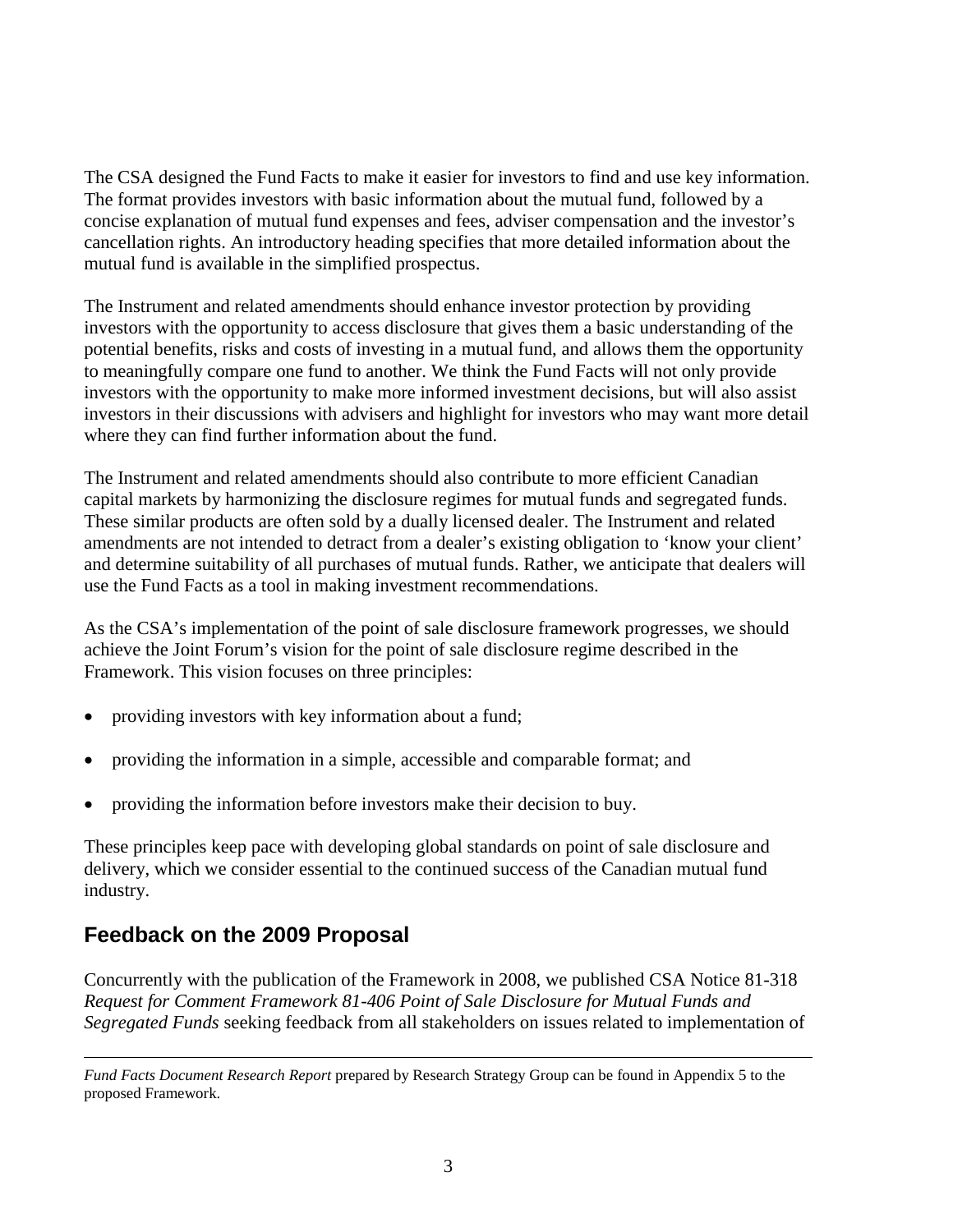The CSA designed the Fund Facts to make it easier for investors to find and use key information. The format provides investors with basic information about the mutual fund, followed by a concise explanation of mutual fund expenses and fees, adviser compensation and the investor's cancellation rights. An introductory heading specifies that more detailed information about the mutual fund is available in the simplified prospectus.

The Instrument and related amendments should enhance investor protection by providing investors with the opportunity to access disclosure that gives them a basic understanding of the potential benefits, risks and costs of investing in a mutual fund, and allows them the opportunity to meaningfully compare one fund to another. We think the Fund Facts will not only provide investors with the opportunity to make more informed investment decisions, but will also assist investors in their discussions with advisers and highlight for investors who may want more detail where they can find further information about the fund.

The Instrument and related amendments should also contribute to more efficient Canadian capital markets by harmonizing the disclosure regimes for mutual funds and segregated funds. These similar products are often sold by a dually licensed dealer. The Instrument and related amendments are not intended to detract from a dealer's existing obligation to 'know your client' and determine suitability of all purchases of mutual funds. Rather, we anticipate that dealers will use the Fund Facts as a tool in making investment recommendations.

As the CSA's implementation of the point of sale disclosure framework progresses, we should achieve the Joint Forum's vision for the point of sale disclosure regime described in the Framework. This vision focuses on three principles:

- providing investors with key information about a fund;
- providing the information in a simple, accessible and comparable format; and
- providing the information before investors make their decision to buy.

These principles keep pace with developing global standards on point of sale disclosure and delivery, which we consider essential to the continued success of the Canadian mutual fund industry.

## Feedback on the 2009 Proposal

Concurrently with the publication of the Framework in 2008, we published CSA Notice 81-318 *Request for Comment Framework 81-406 Point of Sale Disclosure for Mutual Funds and Segregated Funds* seeking feedback from all stakeholders on issues related to implementation of

---

*Fund Facts Document Research Report* prepared by Research Strategy Group can be found in Appendix 5 to the proposed Framework.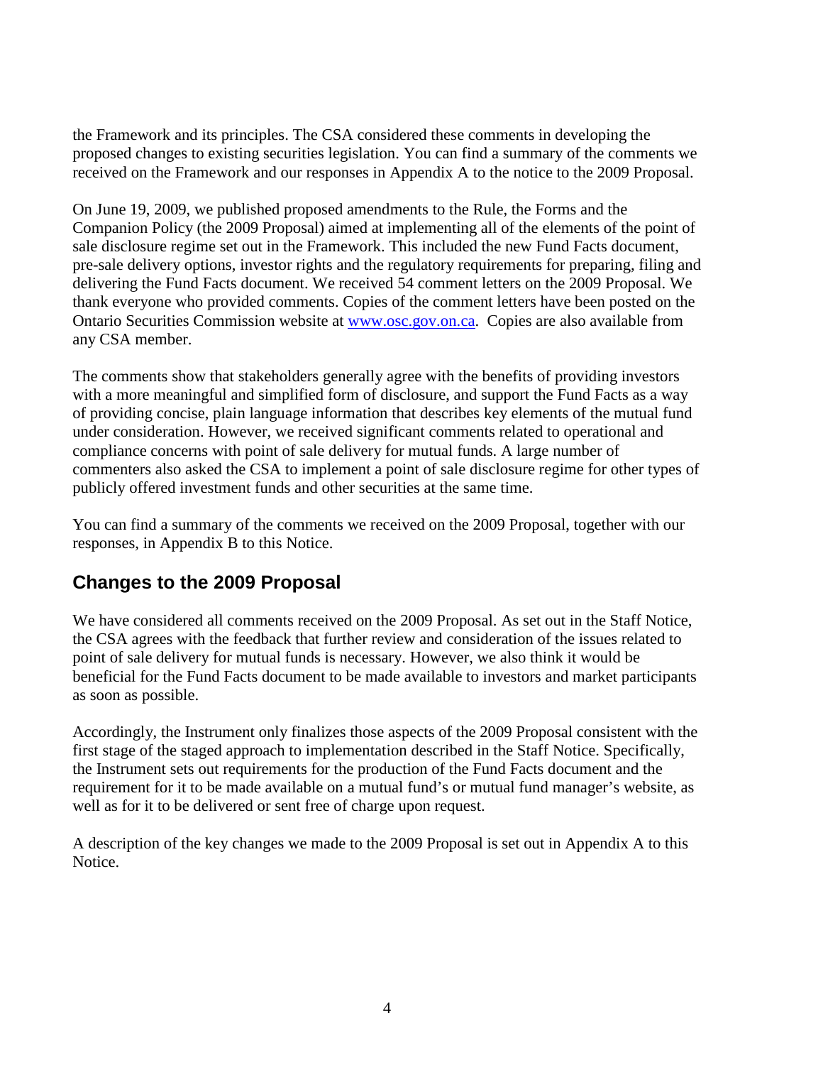the Framework and its principles. The CSA considered these comments in developing the proposed changes to existing securities legislation. You can find a summary of the comments we received on the Framework and our responses in Appendix A to the notice to the 2009 Proposal.

On June 19, 2009, we published proposed amendments to the Rule, the Forms and the Companion Policy (the 2009 Proposal) aimed at implementing all of the elements of the point of sale disclosure regime set out in the Framework. This included the new Fund Facts document, pre-sale delivery options, investor rights and the regulatory requirements for preparing, filing and delivering the Fund Facts document. We received 54 comment letters on the 2009 Proposal. We thank everyone who provided comments. Copies of the comment letters have been posted on the Ontario Securities Commission website at [www.osc.gov.on.ca](http://www.osc.gov.on.ca). Copies are also available from any CSA member.

The comments show that stakeholders generally agree with the benefits of providing investors with a more meaningful and simplified form of disclosure, and support the Fund Facts as a way of providing concise, plain language information that describes key elements of the mutual fund under consideration. However, we received significant comments related to operational and compliance concerns with point of sale delivery for mutual funds. A large number of commenters also asked the CSA to implement a point of sale disclosure regime for other types of publicly offered investment funds and other securities at the same time.

You can find a summary of the comments we received on the 2009 Proposal, together with our responses, in Appendix B to this Notice.

## Changes to the 2009 Proposal

We have considered all comments received on the 2009 Proposal. As set out in the Staff Notice, the CSA agrees with the feedback that further review and consideration of the issues related to point of sale delivery for mutual funds is necessary. However, we also think it would be beneficial for the Fund Facts document to be made available to investors and market participants as soon as possible.

Accordingly, the Instrument only finalizes those aspects of the 2009 Proposal consistent with the first stage of the staged approach to implementation described in the Staff Notice. Specifically, the Instrument sets out requirements for the production of the Fund Facts document and the requirement for it to be made available on a mutual fund's or mutual fund manager's website, as well as for it to be delivered or sent free of charge upon request.

A description of the key changes we made to the 2009 Proposal is set out in Appendix A to this Notice.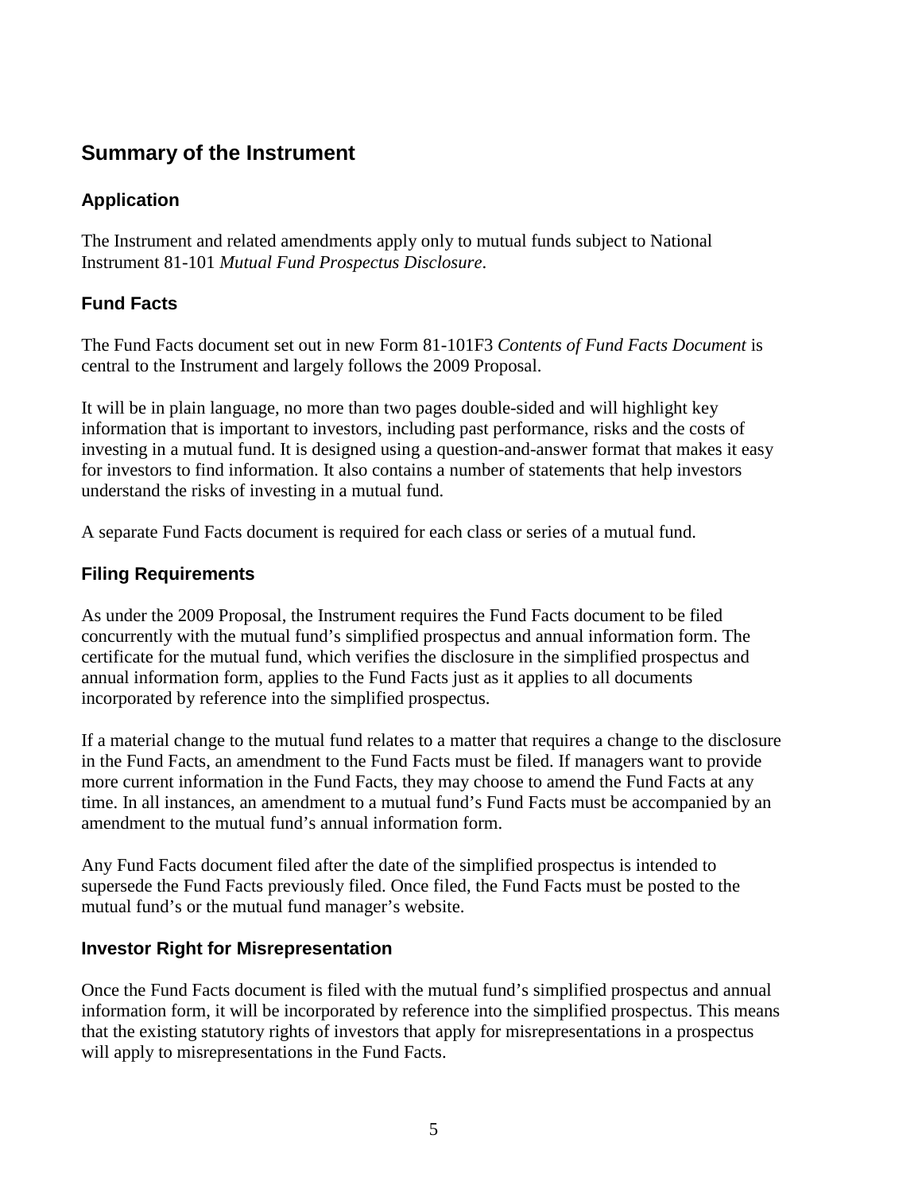## Summary of the Instrument

### Application

The Instrument and related amendments apply only to mutual funds subject to National Instrument 81-101 *Mutual Fund Prospectus Disclosure*.

### Fund Facts

The Fund Facts document set out in new Form 81-101F3 *Contents of Fund Facts Document* is central to the Instrument and largely follows the 2009 Proposal.

It will be in plain language, no more than two pages double-sided and will highlight key information that is important to investors, including past performance, risks and the costs of investing in a mutual fund. It is designed using a question-and-answer format that makes it easy for investors to find information. It also contains a number of statements that help investors understand the risks of investing in a mutual fund.

A separate Fund Facts document is required for each class or series of a mutual fund.

### Filing Requirements

As under the 2009 Proposal, the Instrument requires the Fund Facts document to be filed concurrently with the mutual fund's simplified prospectus and annual information form. The certificate for the mutual fund, which verifies the disclosure in the simplified prospectus and annual information form, applies to the Fund Facts just as it applies to all documents incorporated by reference into the simplified prospectus.

If a material change to the mutual fund relates to a matter that requires a change to the disclosure in the Fund Facts, an amendment to the Fund Facts must be filed. If managers want to provide more current information in the Fund Facts, they may choose to amend the Fund Facts at any time. In all instances, an amendment to a mutual fund's Fund Facts must be accompanied by an amendment to the mutual fund's annual information form.

Any Fund Facts document filed after the date of the simplified prospectus is intended to supersede the Fund Facts previously filed. Once filed, the Fund Facts must be posted to the mutual fund's or the mutual fund manager's website.

### Investor Right for Misrepresentation

Once the Fund Facts document is filed with the mutual fund's simplified prospectus and annual information form, it will be incorporated by reference into the simplified prospectus. This means that the existing statutory rights of investors that apply for misrepresentations in a prospectus will apply to misrepresentations in the Fund Facts.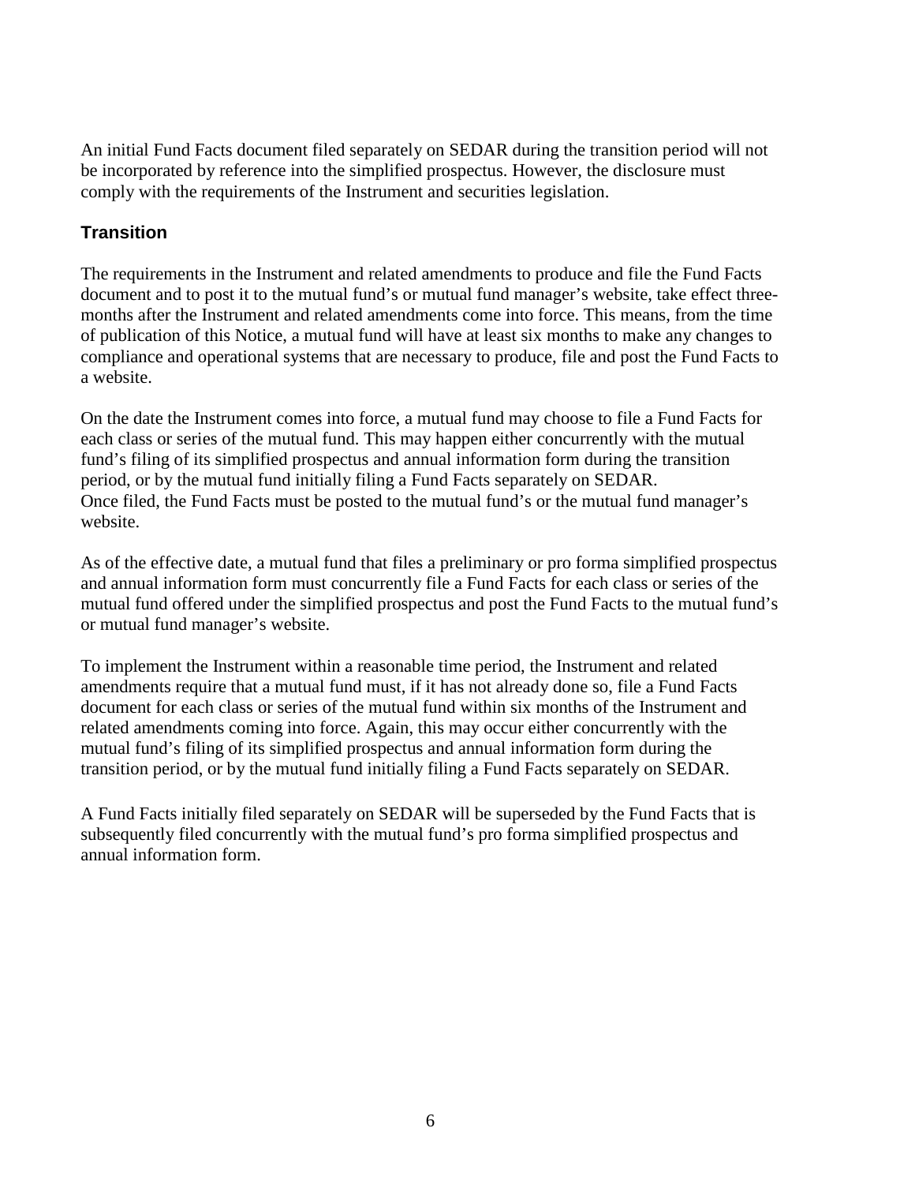An initial Fund Facts document filed separately on SEDAR during the transition period will not be incorporated by reference into the simplified prospectus. However, the disclosure must comply with the requirements of the Instrument and securities legislation.

## Transition

The requirements in the Instrument and related amendments to produce and file the Fund Facts document and to post it to the mutual fund's or mutual fund manager's website, take effect three-months after the Instrument and related amendments come into force. This means, from the time of publication of this Notice, a mutual fund will have at least six months to make any changes to compliance and operational systems that are necessary to produce, file and post the Fund Facts to a website.

On the date the Instrument comes into force, a mutual fund may choose to file a Fund Facts for each class or series of the mutual fund. This may happen either concurrently with the mutual fund's filing of its simplified prospectus and annual information form during the transition period, or by the mutual fund initially filing a Fund Facts separately on SEDAR. Once filed, the Fund Facts must be posted to the mutual fund's or the mutual fund manager's website.

As of the effective date, a mutual fund that files a preliminary or pro forma simplified prospectus and annual information form must concurrently file a Fund Facts for each class or series of the mutual fund offered under the simplified prospectus and post the Fund Facts to the mutual fund's or mutual fund manager's website.

To implement the Instrument within a reasonable time period, the Instrument and related amendments require that a mutual fund must, if it has not already done so, file a Fund Facts document for each class or series of the mutual fund within six months of the Instrument and related amendments coming into force. Again, this may occur either concurrently with the mutual fund's filing of its simplified prospectus and annual information form during the transition period, or by the mutual fund initially filing a Fund Facts separately on SEDAR.

A Fund Facts initially filed separately on SEDAR will be superseded by the Fund Facts that is subsequently filed concurrently with the mutual fund's pro forma simplified prospectus and annual information form.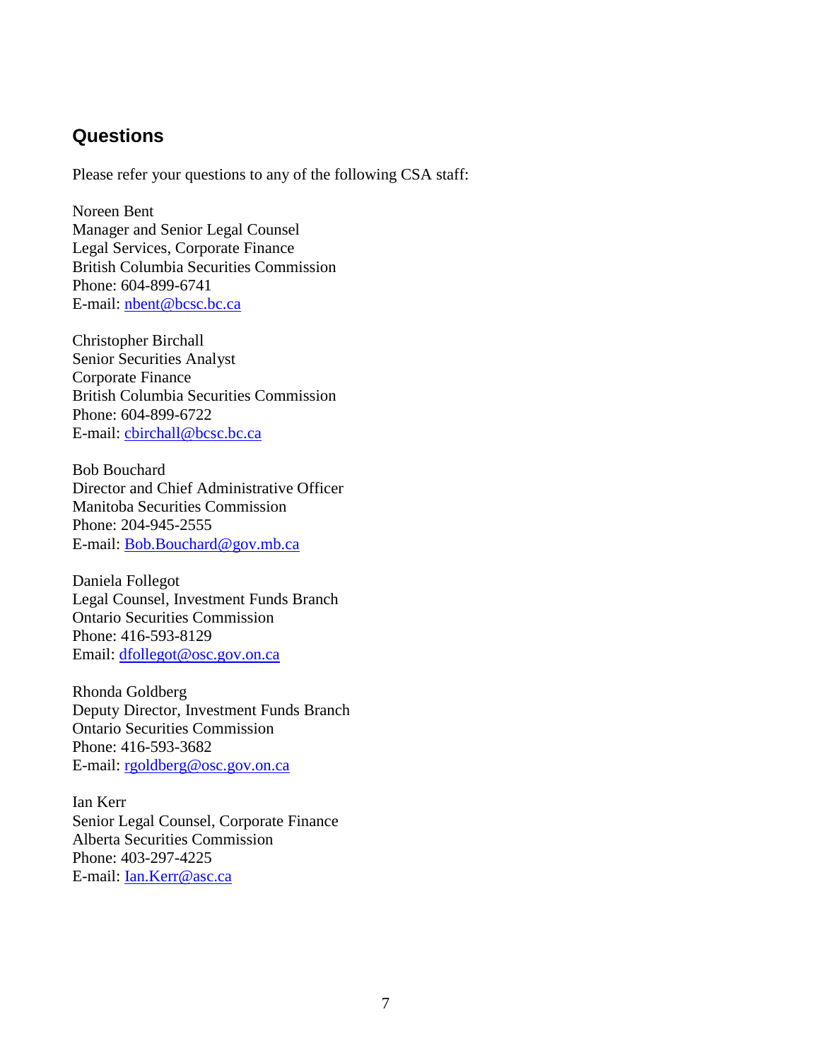## Questions

Please refer your questions to any of the following CSA staff:

Noreen Bent
Manager and Senior Legal Counsel
Legal Services, Corporate Finance
British Columbia Securities Commission
Phone: 604-899-6741
E-mail: nbent@bcsc.bc.ca

Christopher Birchall
Senior Securities Analyst
Corporate Finance
British Columbia Securities Commission
Phone: 604-899-6722
E-mail: cbirchall@bcsc.bc.ca

Bob Bouchard
Director and Chief Administrative Officer
Manitoba Securities Commission
Phone: 204-945-2555
E-mail: Bob.Bouchard@gov.mb.ca

Daniela Follegot
Legal Counsel, Investment Funds Branch
Ontario Securities Commission
Phone: 416-593-8129
Email: dfollegot@osc.gov.on.ca

Rhonda Goldberg
Deputy Director, Investment Funds Branch
Ontario Securities Commission
Phone: 416-593-3682
E-mail: rgoldberg@osc.gov.on.ca

Ian Kerr
Senior Legal Counsel, Corporate Finance
Alberta Securities Commission
Phone: 403-297-4225
E-mail: Ian.Kerr@asc.ca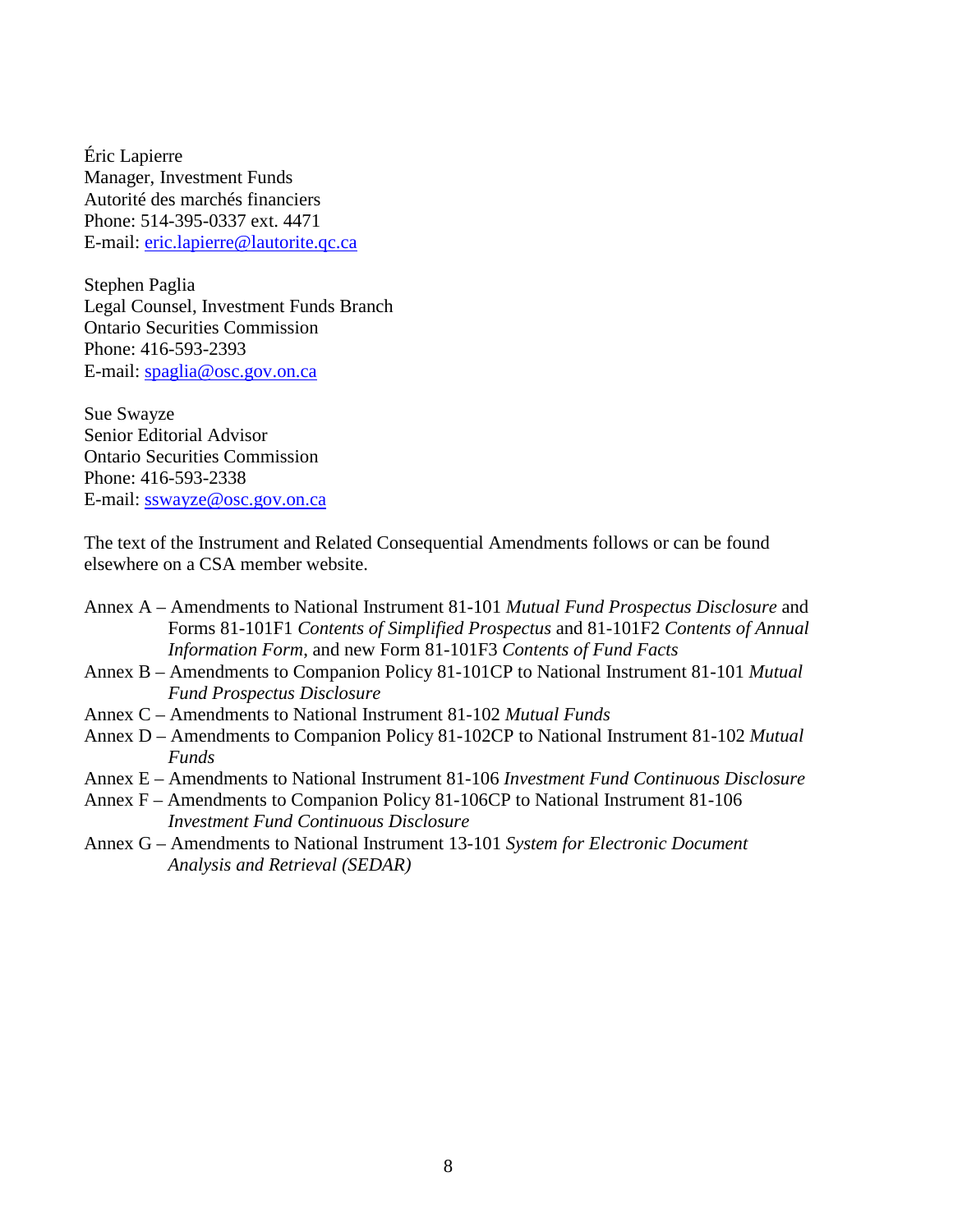Éric Lapierre
Manager, Investment Funds
Autorité des marchés financiers
Phone: 514-395-0337 ext. 4471
E-mail: eric.lapierre@lautorite.qc.ca

Stephen Paglia
Legal Counsel, Investment Funds Branch
Ontario Securities Commission
Phone: 416-593-2393
E-mail: spaglia@osc.gov.on.ca

Sue Swayze
Senior Editorial Advisor
Ontario Securities Commission
Phone: 416-593-2338
E-mail: sswayze@osc.gov.on.ca

The text of the Instrument and Related Consequential Amendments follows or can be found elsewhere on a CSA member website.

Annex A – Amendments to National Instrument 81-101 *Mutual Fund Prospectus Disclosure* and Forms 81-101F1 *Contents of Simplified Prospectus* and 81-101F2 *Contents of Annual Information Form*, and new Form 81-101F3 *Contents of Fund Facts*
Annex B – Amendments to Companion Policy 81-101CP to National Instrument 81-101 *Mutual Fund Prospectus Disclosure*
Annex C – Amendments to National Instrument 81-102 *Mutual Funds*
Annex D – Amendments to Companion Policy 81-102CP to National Instrument 81-102 *Mutual Funds*
Annex E – Amendments to National Instrument 81-106 *Investment Fund Continuous Disclosure*
Annex F – Amendments to Companion Policy 81-106CP to National Instrument 81-106 *Investment Fund Continuous Disclosure*
Annex G – Amendments to National Instrument 13-101 *System for Electronic Document Analysis and Retrieval (SEDAR)*